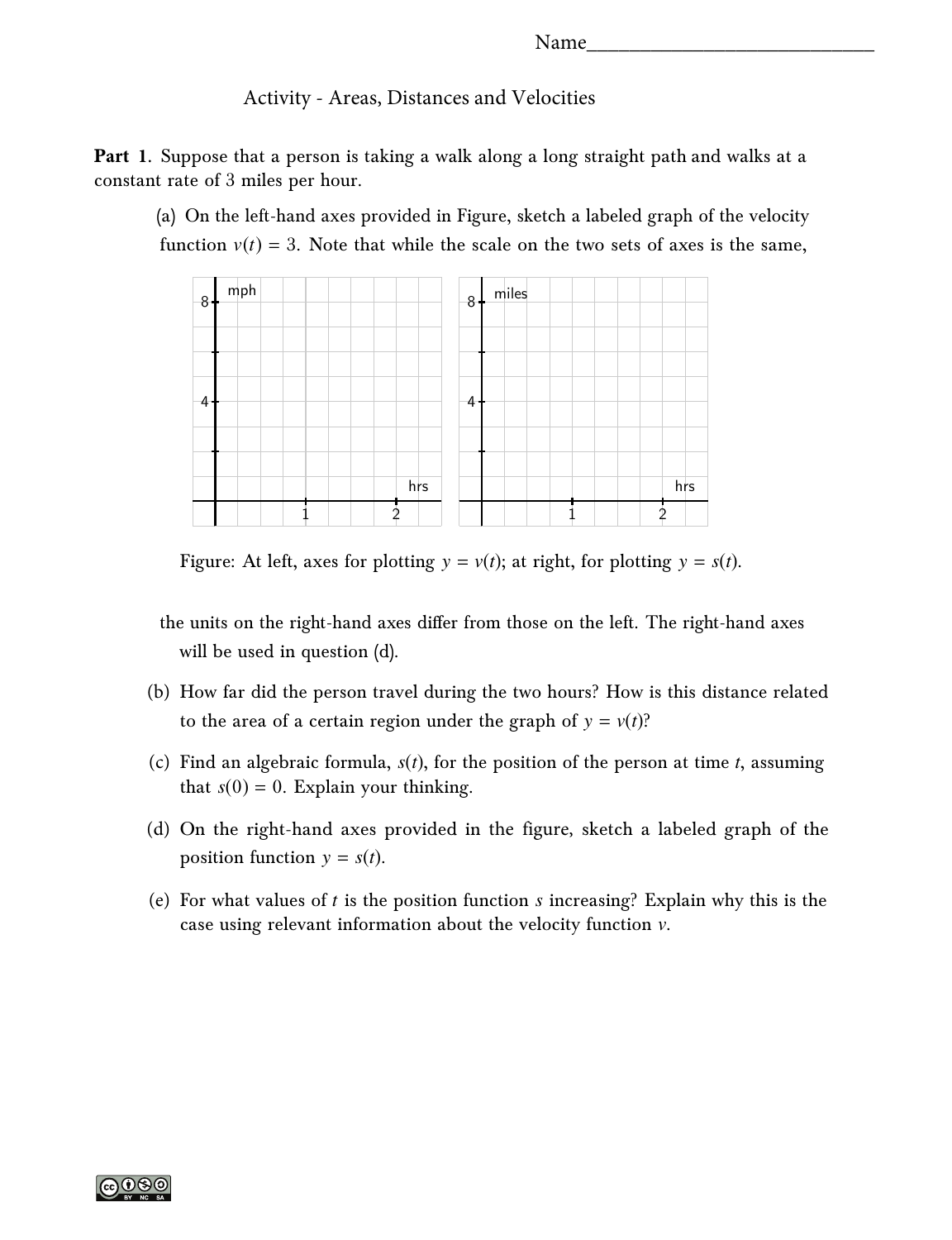Name______________________________

## Activity - Areas, Distances and Velocities

**Part 1**. Suppose that a person is taking a walk along a long straight path and walks at a constant rate of 3 miles per hour.

(a) On the left-hand axes provided in Figure, sketch a labeled graph of the velocity function $v(t) = 3$. Note that while the scale on the two sets of axes is the same, the units on the right-hand axes differ from those on the left. The right-hand axes will be used in question (d).

Figure: At left, axes for plotting $y = v(t)$; at right, for plotting $y = s(t)$.

(b) How far did the person travel during the two hours? How is this distance related to the area of a certain region under the graph of $y = v(t)$?

(c) Find an algebraic formula, $s(t)$, for the position of the person at time $t$, assuming that $s(0) = 0$. Explain your thinking.

(d) On the right-hand axes provided in the figure, sketch a labeled graph of the position function $y = s(t)$.

(e) For what values of $t$ is the position function $s$ increasing? Explain why this is the case using relevant information about the velocity function $v$.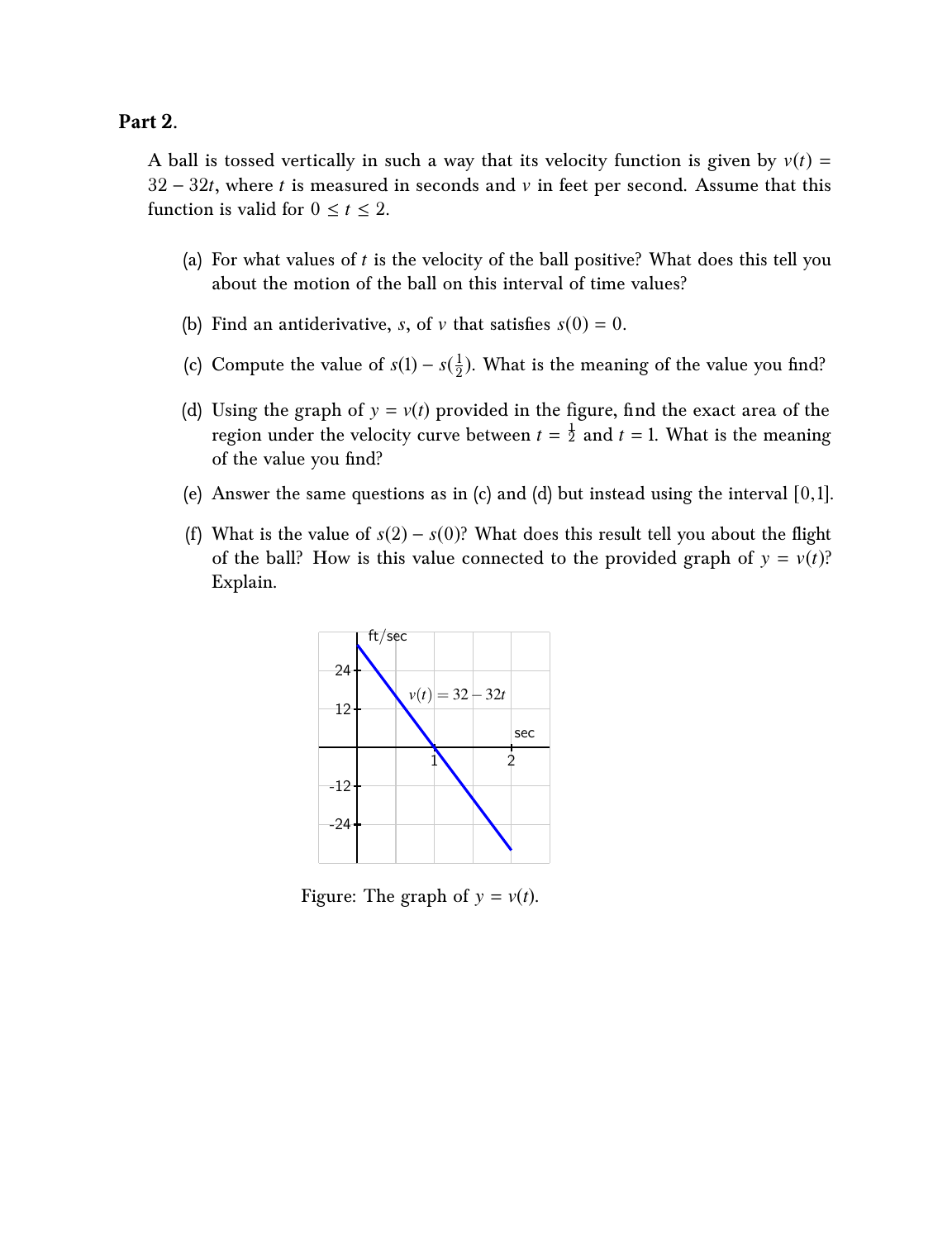**Part 2.**

A ball is tossed vertically in such a way that its velocity function is given by $v(t) = 32 - 32t$, where $t$ is measured in seconds and $v$ in feet per second. Assume that this function is valid for $0 \leq t \leq 2$.

(a) For what values of $t$ is the velocity of the ball positive? What does this tell you about the motion of the ball on this interval of time values?

(b) Find an antiderivative, $s$, of $v$ that satisfies $s(0) = 0$.

(c) Compute the value of $s(1) - s(\frac{1}{2})$. What is the meaning of the value you find?

(d) Using the graph of $y = v(t)$ provided in the figure, find the exact area of the region under the velocity curve between $t = \frac{1}{2}$ and $t = 1$. What is the meaning of the value you find?

(e) Answer the same questions as in (c) and (d) but instead using the interval $[0, 1]$.

(f) What is the value of $s(2) - s(0)$? What does this result tell you about the flight of the ball? How is this value connected to the provided graph of $y = v(t)$? Explain.

Figure: The graph of $y = v(t)$.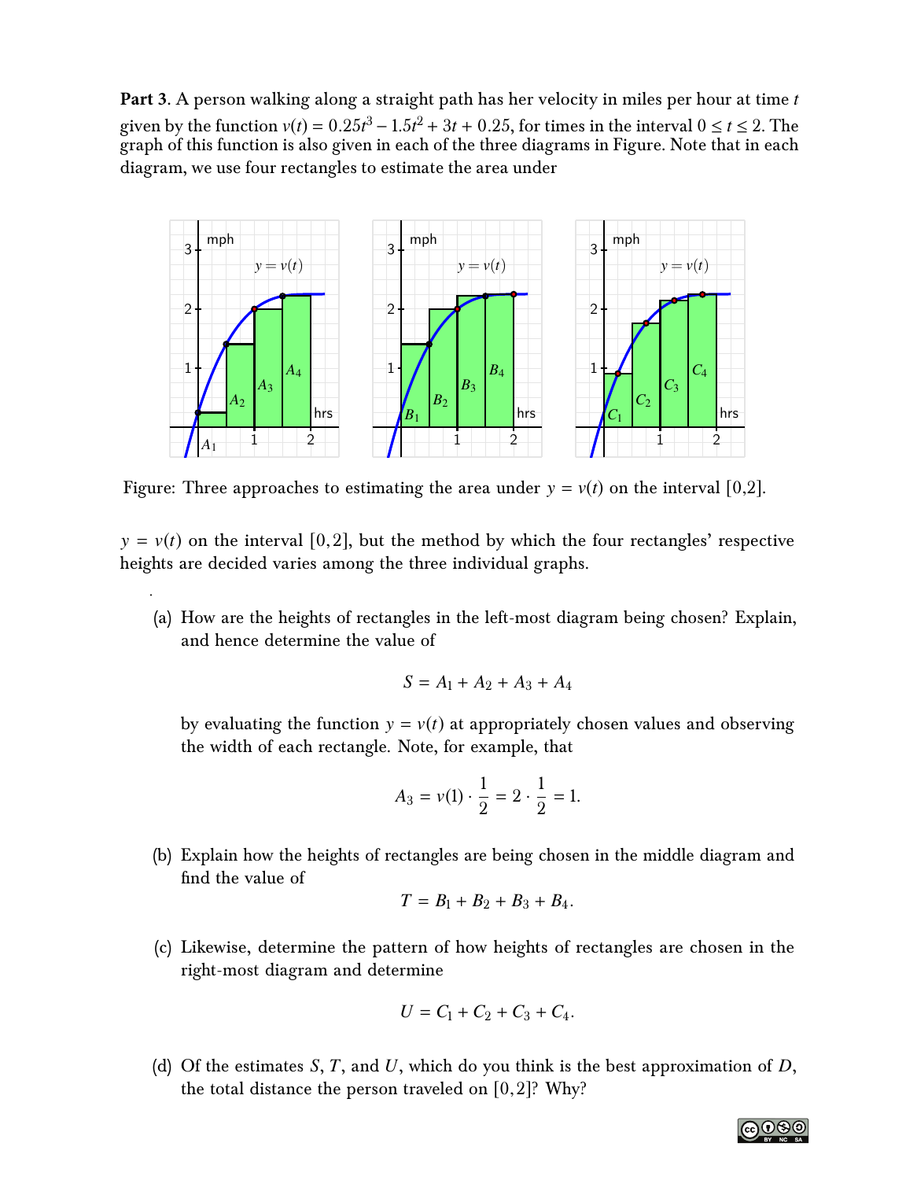**Part 3**. A person walking along a straight path has her velocity in miles per hour at time $t$ given by the function $v(t) = 0.25t^3 - 1.5t^2 + 3t + 0.25$, for times in the interval $0 \leq t \leq 2$. The graph of this function is also given in each of the three diagrams in Figure. Note that in each diagram, we use four rectangles to estimate the area under $y = v(t)$ on the interval $[0,2]$, but the method by which the four rectangles' respective heights are decided varies among the three individual graphs.

Figure: Three approaches to estimating the area under $y = v(t)$ on the interval $[0,2]$.

(a) How are the heights of rectangles in the left-most diagram being chosen? Explain, and hence determine the value of

$$S = A_1 + A_2 + A_3 + A_4$$

by evaluating the function $y = v(t)$ at appropriately chosen values and observing the width of each rectangle. Note, for example, that

$$A_3 = v(1) \cdot \frac{1}{2} = 2 \cdot \frac{1}{2} = 1.$$

(b) Explain how the heights of rectangles are being chosen in the middle diagram and find the value of

$$T = B_1 + B_2 + B_3 + B_4.$$

(c) Likewise, determine the pattern of how heights of rectangles are chosen in the right-most diagram and determine

$$U = C_1 + C_2 + C_3 + C_4.$$

(d) Of the estimates $S$, $T$, and $U$, which do you think is the best approximation of $D$, the total distance the person traveled on $[0,2]$? Why?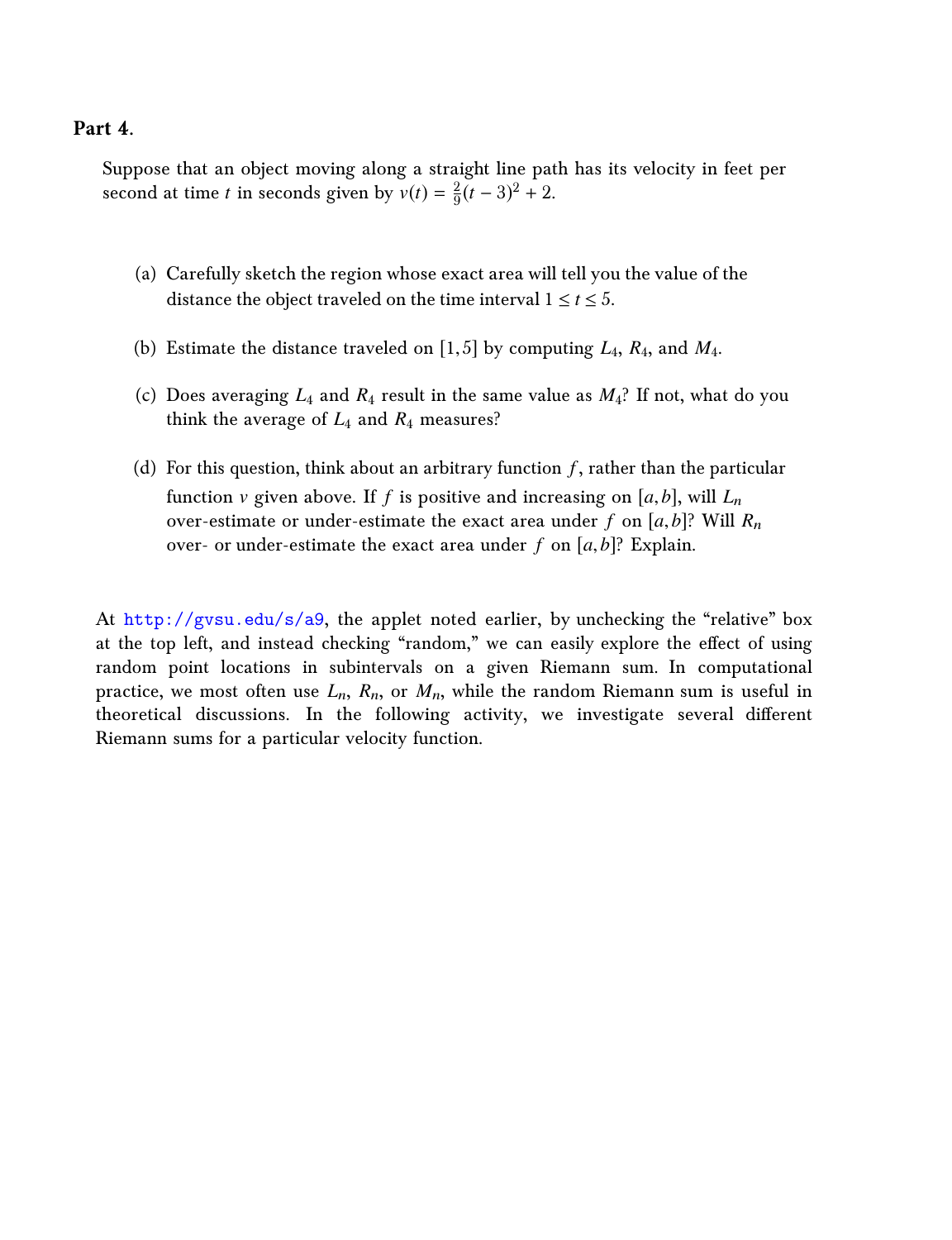**Part 4.**

Suppose that an object moving along a straight line path has its velocity in feet per second at time $t$ in seconds given by $v(t) = \frac{2}{9}(t-3)^2 + 2$.

(a) Carefully sketch the region whose exact area will tell you the value of the distance the object traveled on the time interval $1 \leq t \leq 5$.

(b) Estimate the distance traveled on $[1,5]$ by computing $L_4$, $R_4$, and $M_4$.

(c) Does averaging $L_4$ and $R_4$ result in the same value as $M_4$? If not, what do you think the average of $L_4$ and $R_4$ measures?

(d) For this question, think about an arbitrary function $f$, rather than the particular function $v$ given above. If $f$ is positive and increasing on $[a,b]$, will $L_n$ over-estimate or under-estimate the exact area under $f$ on $[a,b]$? Will $R_n$ over- or under-estimate the exact area under $f$ on $[a,b]$? Explain.

At http://gvsu.edu/s/a9, the applet noted earlier, by unchecking the "relative" box at the top left, and instead checking "random," we can easily explore the effect of using random point locations in subintervals on a given Riemann sum. In computational practice, we most often use $L_n$, $R_n$, or $M_n$, while the random Riemann sum is useful in theoretical discussions. In the following activity, we investigate several different Riemann sums for a particular velocity function.